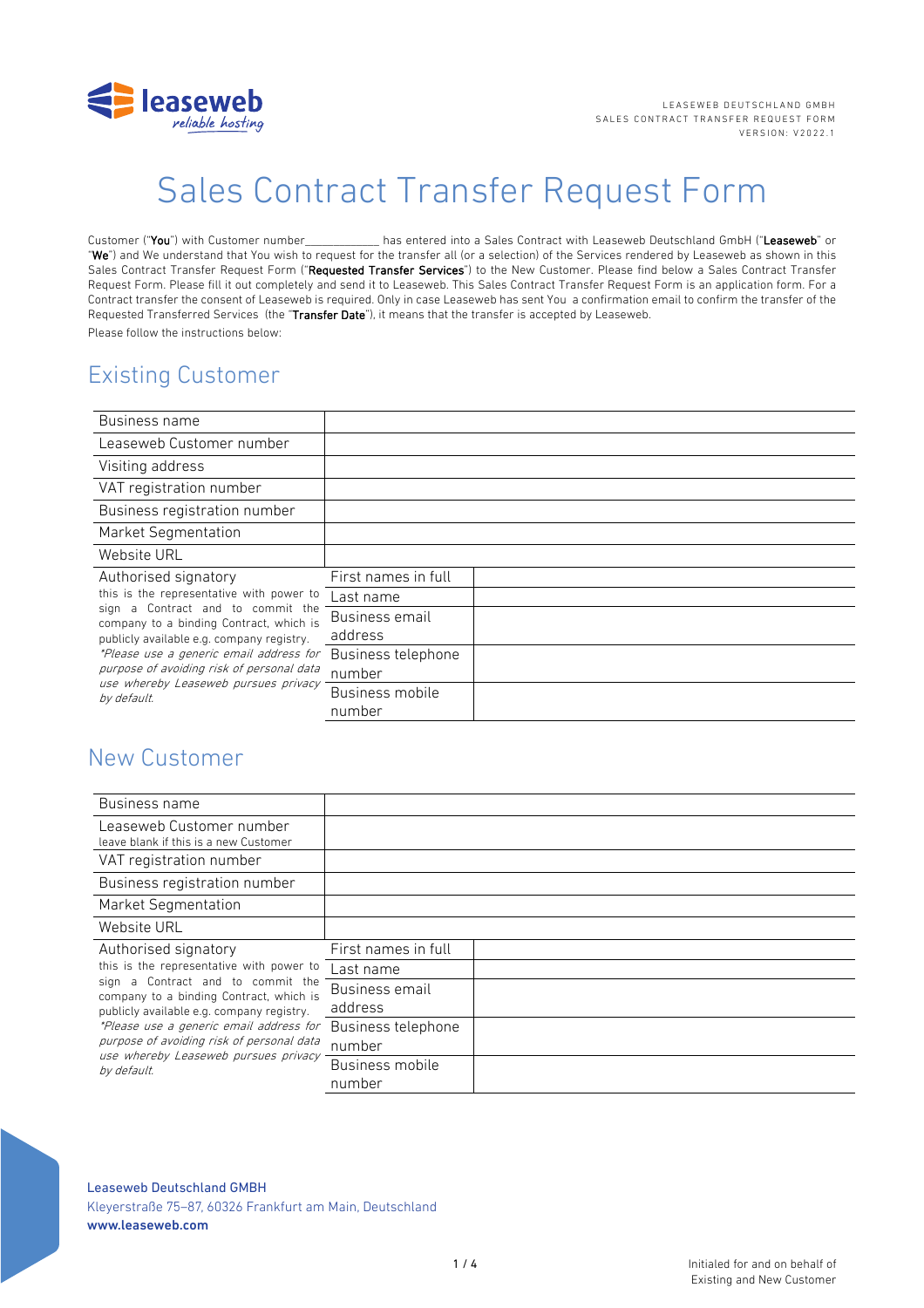# Sales Contract Transfer Request Form

Customer ("**You**") with Customer number____________ has entered into a Sales Contract with Leaseweb Deutschland GmbH ("**Leaseweb**" or "**We**") and We understand that You wish to request for the transfer all (or a selection) of the Services rendered by Leaseweb as shown in this Sales Contract Transfer Request Form ("**Requested Transfer Services**") to the New Customer. Please find below a Sales Contract Transfer Request Form. Please fill it out completely and send it to Leaseweb. This Sales Contract Transfer Request Form is an application form. For a Contract transfer the consent of Leaseweb is required. Only in case Leaseweb has sent You a confirmation email to confirm the transfer of the Requested Transferred Services (the "**Transfer Date**"), it means that the transfer is accepted by Leaseweb.

Please follow the instructions below:

## Existing Customer

| | | |
|---|---|---|
| Business name | | |
| Leaseweb Customer number | | |
| Visiting address | | |
| VAT registration number | | |
| Business registration number | | |
| Market Segmentation | | |
| Website URL | | |
| Authorised signatory<br>this is the representative with power to sign a Contract and to commit the company to a binding Contract, which is publicly available e.g. company registry.<br>*\*Please use a generic email address for purpose of avoiding risk of personal data use whereby Leaseweb pursues privacy by default.* | First names in full | |
| | Last name | |
| | Business email address | |
| | Business telephone number | |
| | Business mobile number | |

## New Customer

| | | |
|---|---|---|
| Business name | | |
| Leaseweb Customer number<br>leave blank if this is a new Customer | | |
| VAT registration number | | |
| Business registration number | | |
| Market Segmentation | | |
| Website URL | | |
| Authorised signatory<br>this is the representative with power to sign a Contract and to commit the company to a binding Contract, which is publicly available e.g. company registry.<br>*\*Please use a generic email address for purpose of avoiding risk of personal data use whereby Leaseweb pursues privacy by default.* | First names in full | |
| | Last name | |
| | Business email address | |
| | Business telephone number | |
| | Business mobile number | |

Leaseweb Deutschland GMBH
Kleyerstraße 75–87, 60326 Frankfurt am Main, Deutschland
**www.leaseweb.com**

Initialed for and on behalf of Existing and New Customer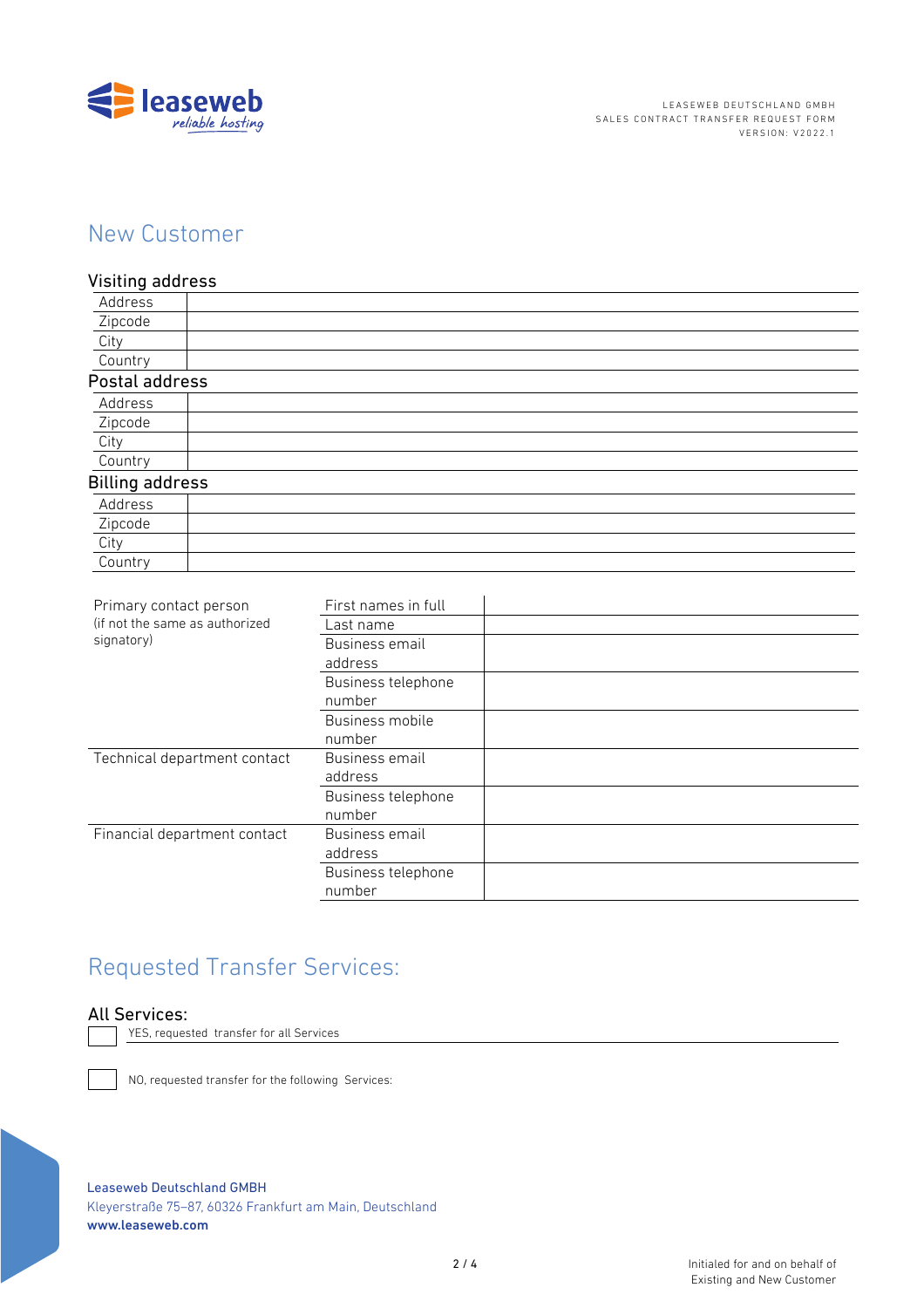## New Customer

### Visiting address

| | |
|---|---|
| Address | |
| Zipcode | |
| City | |
| Country | |

### Postal address

| | |
|---|---|
| Address | |
| Zipcode | |
| City | |
| Country | |

### Billing address

| | |
|---|---|
| Address | |
| Zipcode | |
| City | |
| Country | |

| | | |
|---|---|---|
| Primary contact person (if not the same as authorized signatory) | First names in full | |
| | Last name | |
| | Business email address | |
| | Business telephone number | |
| | Business mobile number | |
| Technical department contact | Business email address | |
| | Business telephone number | |
| Financial department contact | Business email address | |
| | Business telephone number | |

## Requested Transfer Services:

### All Services:

☐ YES, requested transfer for all Services

☐ NO, requested transfer for the following Services:

Leaseweb Deutschland GMBH
Kleyerstraße 75–87, 60326 Frankfurt am Main, Deutschland
**www.leaseweb.com**

Initialed for and on behalf of Existing and New Customer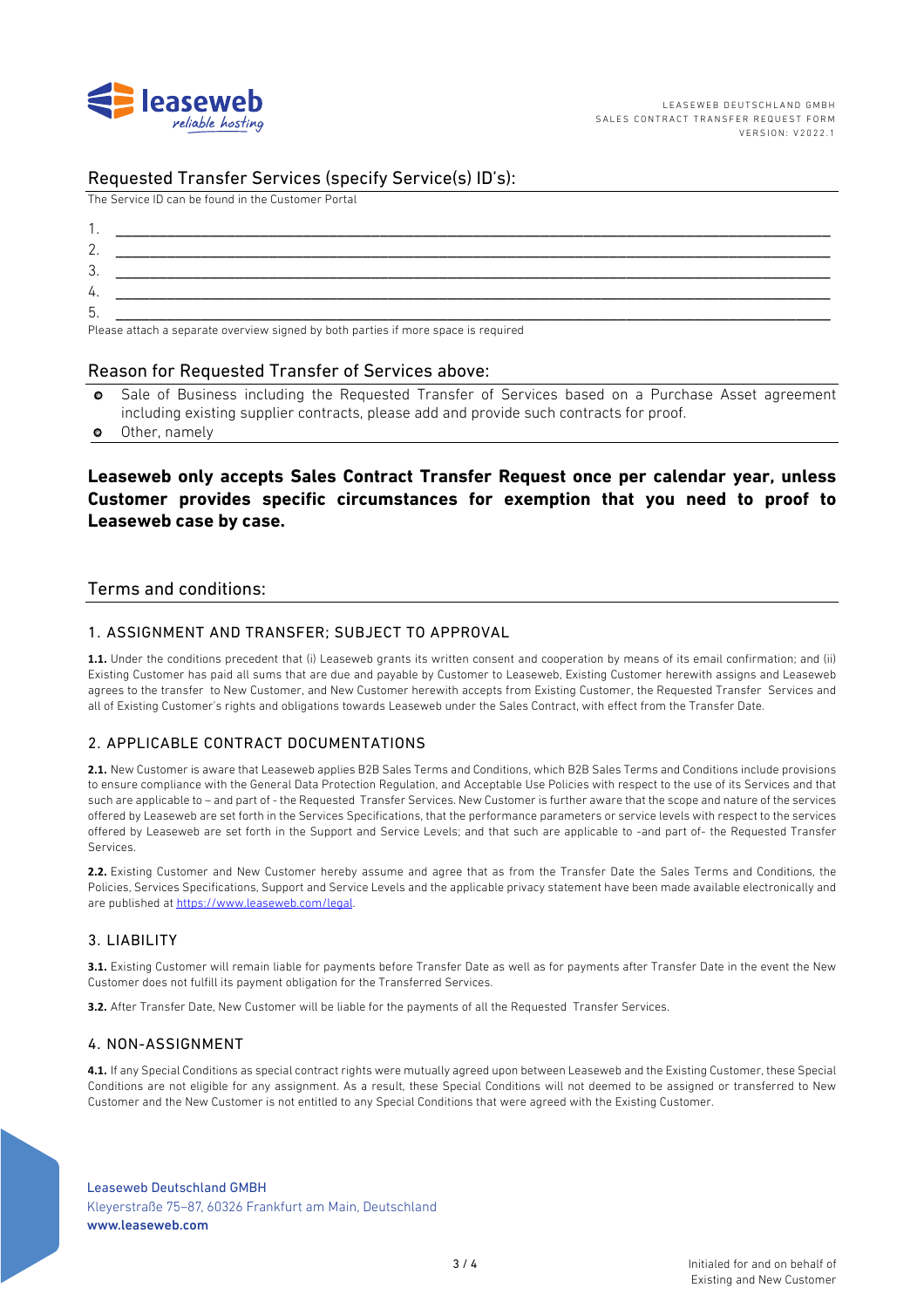## Requested Transfer Services (specify Service(s) ID's):

The Service ID can be found in the Customer Portal

1. \_\_\_\_\_\_\_\_\_\_\_\_\_\_\_\_\_\_\_\_\_\_\_\_\_\_\_\_\_\_\_\_\_\_\_\_\_\_\_\_\_\_\_\_\_\_\_\_\_\_\_\_\_\_\_\_\_\_\_\_\_\_\_\_\_\_
2. \_\_\_\_\_\_\_\_\_\_\_\_\_\_\_\_\_\_\_\_\_\_\_\_\_\_\_\_\_\_\_\_\_\_\_\_\_\_\_\_\_\_\_\_\_\_\_\_\_\_\_\_\_\_\_\_\_\_\_\_\_\_\_\_\_\_
3. \_\_\_\_\_\_\_\_\_\_\_\_\_\_\_\_\_\_\_\_\_\_\_\_\_\_\_\_\_\_\_\_\_\_\_\_\_\_\_\_\_\_\_\_\_\_\_\_\_\_\_\_\_\_\_\_\_\_\_\_\_\_\_\_\_\_
4. \_\_\_\_\_\_\_\_\_\_\_\_\_\_\_\_\_\_\_\_\_\_\_\_\_\_\_\_\_\_\_\_\_\_\_\_\_\_\_\_\_\_\_\_\_\_\_\_\_\_\_\_\_\_\_\_\_\_\_\_\_\_\_\_\_\_
5. \_\_\_\_\_\_\_\_\_\_\_\_\_\_\_\_\_\_\_\_\_\_\_\_\_\_\_\_\_\_\_\_\_\_\_\_\_\_\_\_\_\_\_\_\_\_\_\_\_\_\_\_\_\_\_\_\_\_\_\_\_\_\_\_\_\_

Please attach a separate overview signed by both parties if more space is required

## Reason for Requested Transfer of Services above:

- Sale of Business including the Requested Transfer of Services based on a Purchase Asset agreement including existing supplier contracts, please add and provide such contracts for proof.
- Other, namely

**Leaseweb only accepts Sales Contract Transfer Request once per calendar year, unless Customer provides specific circumstances for exemption that you need to proof to Leaseweb case by case.**

## Terms and conditions:

### 1. ASSIGNMENT AND TRANSFER; SUBJECT TO APPROVAL

**1.1.** Under the conditions precedent that (i) Leaseweb grants its written consent and cooperation by means of its email confirmation; and (ii) Existing Customer has paid all sums that are due and payable by Customer to Leaseweb, Existing Customer herewith assigns and Leaseweb agrees to the transfer to New Customer, and New Customer herewith accepts from Existing Customer, the Requested Transfer Services and all of Existing Customer's rights and obligations towards Leaseweb under the Sales Contract, with effect from the Transfer Date.

### 2. APPLICABLE CONTRACT DOCUMENTATIONS

**2.1.** New Customer is aware that Leaseweb applies B2B Sales Terms and Conditions, which B2B Sales Terms and Conditions include provisions to ensure compliance with the General Data Protection Regulation, and Acceptable Use Policies with respect to the use of its Services and that such are applicable to – and part of - the Requested Transfer Services. New Customer is further aware that the scope and nature of the services offered by Leaseweb are set forth in the Services Specifications, that the performance parameters or service levels with respect to the services offered by Leaseweb are set forth in the Support and Service Levels; and that such are applicable to -and part of- the Requested Transfer Services.

**2.2.** Existing Customer and New Customer hereby assume and agree that as from the Transfer Date the Sales Terms and Conditions, the Policies, Services Specifications, Support and Service Levels and the applicable privacy statement have been made available electronically and are published at https://www.leaseweb.com/legal.

### 3. LIABILITY

**3.1.** Existing Customer will remain liable for payments before Transfer Date as well as for payments after Transfer Date in the event the New Customer does not fulfill its payment obligation for the Transferred Services.

**3.2.** After Transfer Date, New Customer will be liable for the payments of all the Requested Transfer Services.

### 4. NON-ASSIGNMENT

**4.1.** If any Special Conditions as special contract rights were mutually agreed upon between Leaseweb and the Existing Customer, these Special Conditions are not eligible for any assignment. As a result, these Special Conditions will not deemed to be assigned or transferred to New Customer and the New Customer is not entitled to any Special Conditions that were agreed with the Existing Customer.

Initialed for and on behalf of Existing and New Customer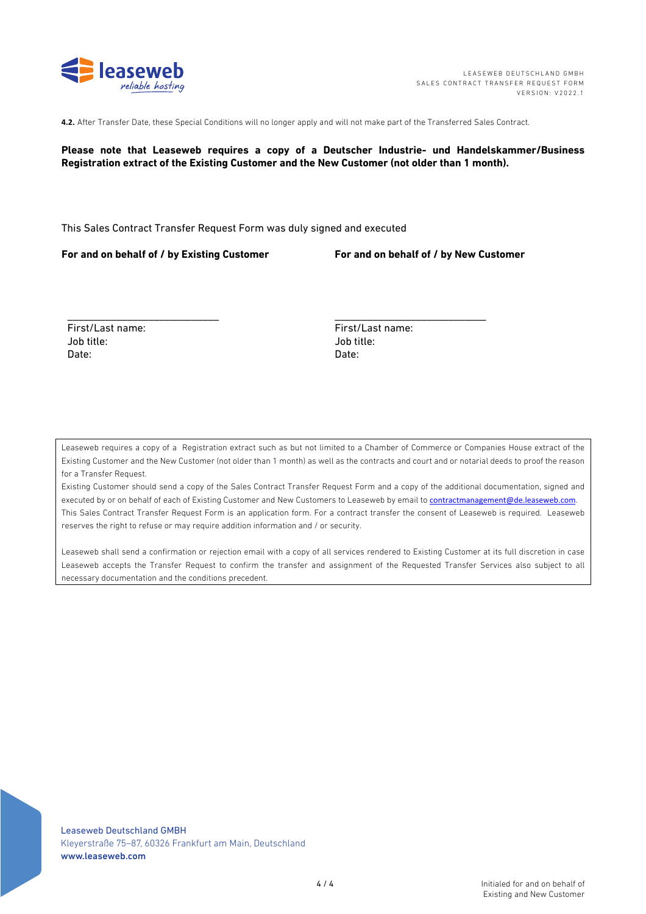**4.2.** After Transfer Date, these Special Conditions will no longer apply and will not make part of the Transferred Sales Contract.

**Please note that Leaseweb requires a copy of a Deutscher Industrie- und Handelskammer/Business Registration extract of the Existing Customer and the New Customer (not older than 1 month).**

This Sales Contract Transfer Request Form was duly signed and executed

| **For and on behalf of / by Existing Customer** | **For and on behalf of / by New Customer** |
|---|---|
| ___________________________ | ___________________________ |
| First/Last name: | First/Last name: |
| Job title: | Job title: |
| Date: | Date: |

Leaseweb requires a copy of a Registration extract such as but not limited to a Chamber of Commerce or Companies House extract of the Existing Customer and the New Customer (not older than 1 month) as well as the contracts and court and or notarial deeds to proof the reason for a Transfer Request.
Existing Customer should send a copy of the Sales Contract Transfer Request Form and a copy of the additional documentation, signed and executed by or on behalf of each of Existing Customer and New Customers to Leaseweb by email to contractmanagement@de.leaseweb.com.
This Sales Contract Transfer Request Form is an application form. For a contract transfer the consent of Leaseweb is required. Leaseweb reserves the right to refuse or may require addition information and / or security.

Leaseweb shall send a confirmation or rejection email with a copy of all services rendered to Existing Customer at its full discretion in case Leaseweb accepts the Transfer Request to confirm the transfer and assignment of the Requested Transfer Services also subject to all necessary documentation and the conditions precedent.

Leaseweb Deutschland GMBH
Kleyerstraße 75–87, 60326 Frankfurt am Main, Deutschland
www.leaseweb.com

Initialed for and on behalf of
Existing and New Customer